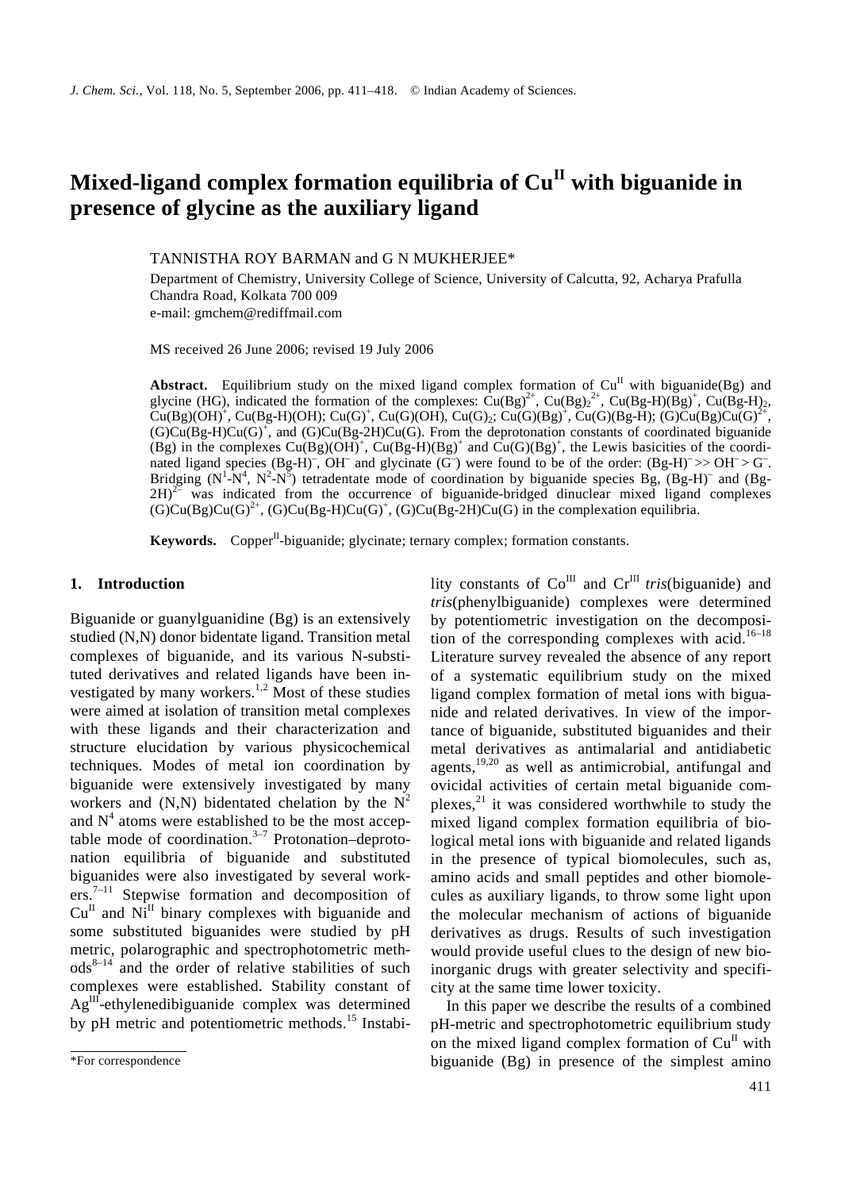# Mixed-ligand complex formation equilibria of $Cu^{II}$ with biguanide in presence of glycine as the auxiliary ligand

TANNISTHA ROY BARMAN and G N MUKHERJEE*

Department of Chemistry, University College of Science, University of Calcutta, 92, Acharya Prafulla Chandra Road, Kolkata 700 009
e-mail: gmchem@rediffmail.com

MS received 26 June 2006; revised 19 July 2006

**Abstract.** Equilibrium study on the mixed ligand complex formation of $Cu^{II}$ with biguanide(Bg) and glycine (HG), indicated the formation of the complexes: $Cu(Bg)^{2+}$, $Cu(Bg)_2^{2+}$, $Cu(Bg\text{-}H)(Bg)^+$, $Cu(Bg\text{-}H)_2$, $Cu(Bg)(OH)^+$, $Cu(Bg\text{-}H)(OH)$; $Cu(G)^+$, $Cu(G)(OH)$, $Cu(G)_2$; $Cu(G)(Bg)^+$, $Cu(G)(Bg\text{-}H)$; $(G)Cu(Bg)Cu(G)^{2+}$, $(G)Cu(Bg\text{-}H)Cu(G)^+$, and $(G)Cu(Bg\text{-}2H)Cu(G)$. From the deprotonation constants of coordinated biguanide (Bg) in the complexes $Cu(Bg)(OH)^+$, $Cu(Bg\text{-}H)(Bg)^+$ and $Cu(G)(Bg)^+$, the Lewis basicities of the coordinated ligand species $(Bg\text{-}H)^-$, $OH^-$ and glycinate $(G^-)$ were found to be of the order: $(Bg\text{-}H)^- >> OH^- > G^-$. Bridging ($N^1$-$N^4$, $N^2$-$N^5$) tetradentate mode of coordination by biguanide species Bg, $(Bg\text{-}H)^-$ and $(Bg\text{-}2H)^{2-}$ was indicated from the occurrence of biguanide-bridged dinuclear mixed ligand complexes $(G)Cu(Bg)Cu(G)^{2+}$, $(G)Cu(Bg\text{-}H)Cu(G)^+$, $(G)Cu(Bg\text{-}2H)Cu(G)$ in the complexation equilibria.

**Keywords.** $Copper^{II}$-biguanide; glycinate; ternary complex; formation constants.

## 1. Introduction

Biguanide or guanylguanidine (Bg) is an extensively studied (N,N) donor bidentate ligand. Transition metal complexes of biguanide, and its various N-substituted derivatives and related ligands have been investigated by many workers.[1,2] Most of these studies were aimed at isolation of transition metal complexes with these ligands and their characterization and structure elucidation by various physicochemical techniques. Modes of metal ion coordination by biguanide were extensively investigated by many workers and (N,N) bidentated chelation by the $N^2$ and $N^4$ atoms were established to be the most acceptable mode of coordination.[3–7] Protonation–deprotonation equilibria of biguanide and substituted biguanides were also investigated by several workers.[7–11] Stepwise formation and decomposition of $Cu^{II}$ and $Ni^{II}$ binary complexes with biguanide and some substituted biguanides were studied by pH metric, polarographic and spectrophotometric methods[8–14] and the order of relative stabilities of such complexes were established. Stability constant of $Ag^{III}$-ethylenedibiguanide complex was determined by pH metric and potentiometric methods.[15] Instability constants of $Co^{III}$ and $Cr^{III}$ *tris*(biguanide) and *tris*(phenylbiguanide) complexes were determined by potentiometric investigation on the decomposition of the corresponding complexes with acid.[16–18] Literature survey revealed the absence of any report of a systematic equilibrium study on the mixed ligand complex formation of metal ions with biguanide and related derivatives. In view of the importance of biguanide, substituted biguanides and their metal derivatives as antimalarial and antidiabetic agents,[19,20] as well as antimicrobial, antifungal and ovicidal activities of certain metal biguanide complexes,[21] it was considered worthwhile to study the mixed ligand complex formation equilibria of biological metal ions with biguanide and related ligands in the presence of typical biomolecules, such as, amino acids and small peptides and other biomolecules as auxiliary ligands, to throw some light upon the molecular mechanism of actions of biguanide derivatives as drugs. Results of such investigation would provide useful clues to the design of new bioinorganic drugs with greater selectivity and specificity at the same time lower toxicity.

In this paper we describe the results of a combined pH-metric and spectrophotometric equilibrium study on the mixed ligand complex formation of $Cu^{II}$ with biguanide (Bg) in presence of the simplest amino

*For correspondence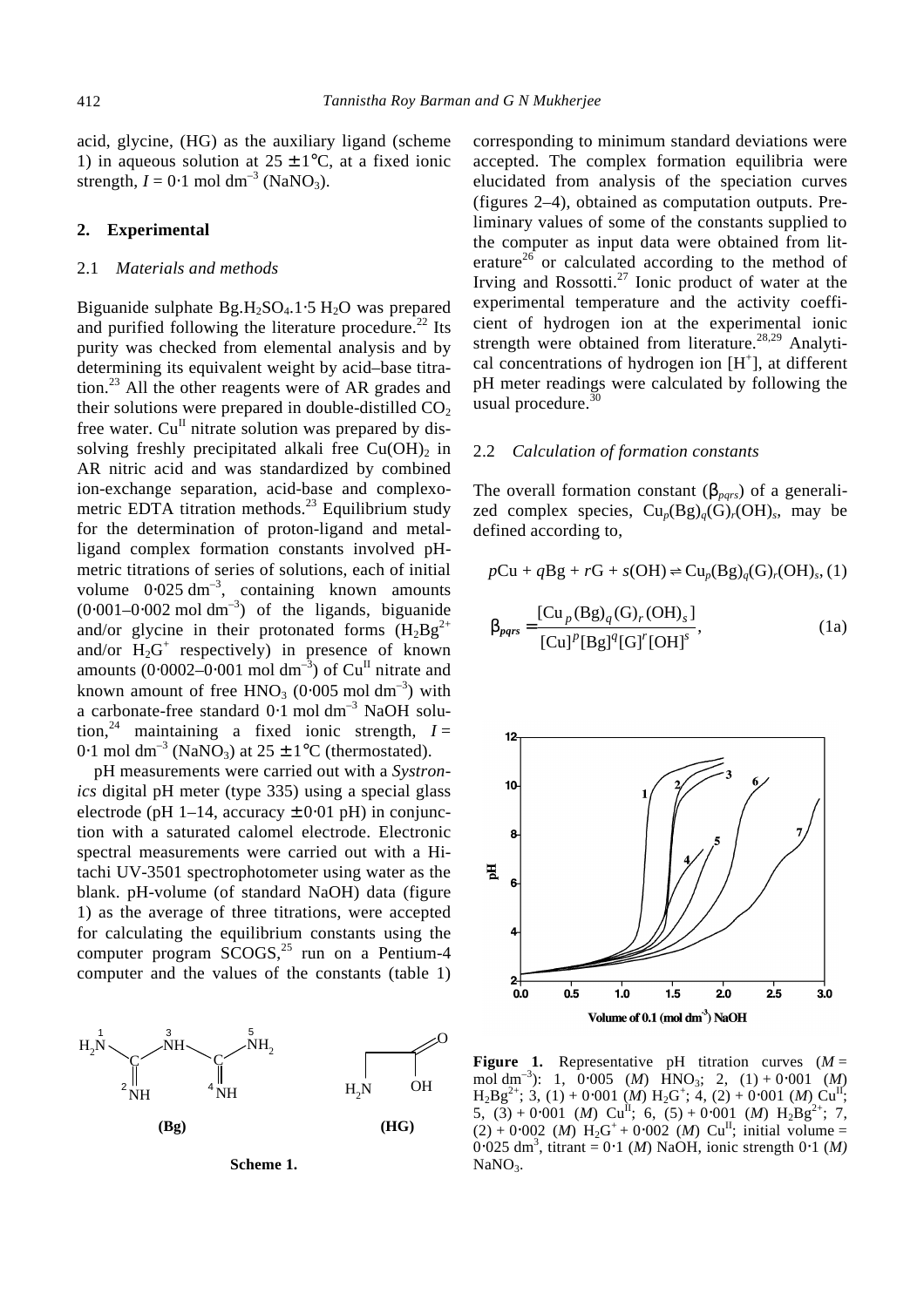acid, glycine, (HG) as the auxiliary ligand (scheme 1) in aqueous solution at $25 \pm 1°C$, at a fixed ionic strength, $I = 0{\cdot}1$ mol dm$^{-3}$ ($NaNO_3$).

## 2. Experimental

### 2.1 *Materials and methods*

Biguanide sulphate $Bg.H_2SO_4.1{\cdot}5\ H_2O$ was prepared and purified following the literature procedure.[22] Its purity was checked from elemental analysis and by determining its equivalent weight by acid–base titration.[23] All the other reagents were of AR grades and their solutions were prepared in double-distilled $CO_2$ free water. $Cu^{II}$ nitrate solution was prepared by dissolving freshly precipitated alkali free $Cu(OH)_2$ in AR nitric acid and was standardized by combined ion-exchange separation, acid-base and complexometric EDTA titration methods.[23] Equilibrium study for the determination of proton-ligand and metal-ligand complex formation constants involved pH-metric titrations of series of solutions, each of initial volume $0{\cdot}025$ dm$^{-3}$, containing known amounts ($0{\cdot}001$–$0{\cdot}002$ mol dm$^{-3}$) of the ligands, biguanide and/or glycine in their protonated forms ($H_2Bg^{2+}$ and/or $H_2G^+$ respectively) in presence of known amounts ($0{\cdot}0002$–$0{\cdot}001$ mol dm$^{-3}$) of $Cu^{II}$ nitrate and known amount of free $HNO_3$ ($0{\cdot}005$ mol dm$^{-3}$) with a carbonate-free standard $0{\cdot}1$ mol dm$^{-3}$ NaOH solution,[24] maintaining a fixed ionic strength, $I = 0{\cdot}1$ mol dm$^{-3}$ ($NaNO_3$) at $25 \pm 1°C$ (thermostated).

pH measurements were carried out with a *Systronics* digital pH meter (type 335) using a special glass electrode (pH 1–14, accuracy $\pm 0{\cdot}01$ pH) in conjunction with a saturated calomel electrode. Electronic spectral measurements were carried out with a Hitachi UV-3501 spectrophotometer using water as the blank. pH-volume (of standard NaOH) data (figure 1) as the average of three titrations, were accepted for calculating the equilibrium constants using the computer program SCOGS,[25] run on a Pentium-4 computer and the values of the constants (table 1) corresponding to minimum standard deviations were accepted. The complex formation equilibria were elucidated from analysis of the speciation curves (figures 2–4), obtained as computation outputs. Preliminary values of some of the constants supplied to the computer as input data were obtained from literature[26] or calculated according to the method of Irving and Rossotti.[27] Ionic product of water at the experimental temperature and the activity coefficient of hydrogen ion at the experimental ionic strength were obtained from literature.[28,29] Analytical concentrations of hydrogen ion [$H^+$], at different pH meter readings were calculated by following the usual procedure.[30]

**(Bg)** **(HG)**

**Scheme 1.**

### 2.2 *Calculation of formation constants*

The overall formation constant ($\beta_{pqrs}$) of a generalized complex species, $Cu_p(Bg)_q(G)_r(OH)_s$, may be defined according to,

$$p\text{Cu} + q\text{Bg} + r\text{G} + s(\text{OH}) \rightleftharpoons \text{Cu}_p(\text{Bg})_q(\text{G})_r(\text{OH})_s, \tag{1}$$

$$\beta_{pqrs} = \frac{[\text{Cu}_p(\text{Bg})_q(\text{G})_r(\text{OH})_s]}{[\text{Cu}]^p[\text{Bg}]^q[\text{G}]^r[\text{OH}]^s}, \tag{1a}$$

**Figure 1.** Representative pH titration curves ($M$ = mol dm$^{-3}$): 1, $0{\cdot}005$ ($M$) $HNO_3$; 2, (1) + $0{\cdot}001$ ($M$) $H_2Bg^{2+}$; 3, (1) + $0{\cdot}001$ ($M$) $H_2G^+$; 4, (2) + $0{\cdot}001$ ($M$) $Cu^{II}$; 5, (3) + $0{\cdot}001$ ($M$) $Cu^{II}$; 6, (5) + $0{\cdot}001$ ($M$) $H_2Bg^{2+}$; 7, (2) + $0{\cdot}002$ ($M$) $H_2G^+$ + $0{\cdot}002$ ($M$) $Cu^{II}$; initial volume = $0{\cdot}025$ dm$^3$, titrant = $0{\cdot}1$ ($M$) NaOH, ionic strength $0{\cdot}1$ ($M$) $NaNO_3$.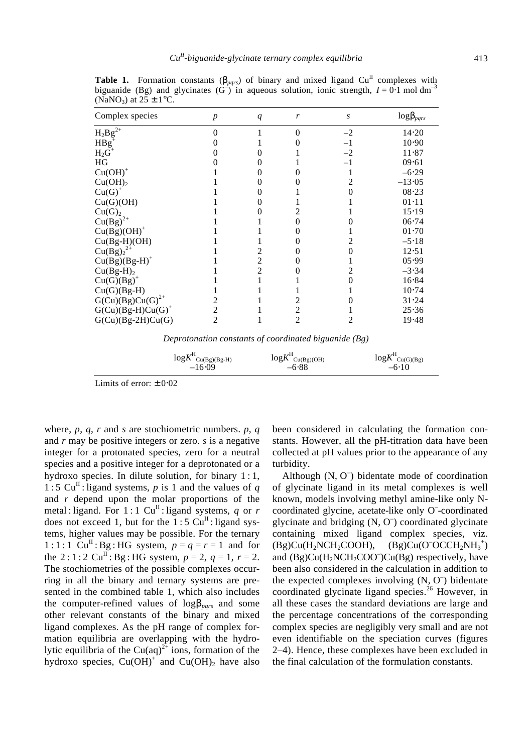**Table 1.** Formation constants ($\beta_{pqrs}$) of binary and mixed ligand $Cu^{II}$ complexes with biguanide (Bg) and glycinates ($G^-$) in aqueous solution, ionic strength, $I = 0{\cdot}1$ mol dm$^{-3}$ ($NaNO_3$) at $25 \pm 1$°C.

| Complex species | $p$ | $q$ | $r$ | $s$ | $\log\beta_{pqrs}$ |
|---|---|---|---|---|---|
| $H_2Bg^{2+}$ | 0 | 1 | 0 | −2 | 14·20 |
| $HBg^+$ | 0 | 1 | 0 | −1 | 10·90 |
| $H_2G^+$ | 0 | 0 | 1 | −2 | 11·87 |
| HG | 0 | 0 | 1 | −1 | 09·61 |
| $Cu(OH)^+$ | 1 | 0 | 0 | 1 | −6·29 |
| $Cu(OH)_2$ | 1 | 0 | 0 | 2 | −13·05 |
| $Cu(G)^+$ | 1 | 0 | 1 | 0 | 08·23 |
| Cu(G)(OH) | 1 | 0 | 1 | 1 | 01·11 |
| $Cu(G)_2$ | 1 | 0 | 2 | 1 | 15·19 |
| $Cu(Bg)^{2+}$ | 1 | 1 | 0 | 0 | 06·74 |
| $Cu(Bg)(OH)^+$ | 1 | 1 | 0 | 1 | 01·70 |
| Cu(Bg-H)(OH) | 1 | 1 | 0 | 2 | −5·18 |
| $Cu(Bg)_2^{2+}$ | 1 | 2 | 0 | 0 | 12·51 |
| $Cu(Bg)(Bg\text{-}H)^+$ | 1 | 2 | 0 | 1 | 05·99 |
| $Cu(Bg\text{-}H)_2$ | 1 | 2 | 0 | 2 | −3·34 |
| $Cu(G)(Bg)^+$ | 1 | 1 | 1 | 0 | 16·84 |
| Cu(G)(Bg-H) | 1 | 1 | 1 | 1 | 10·74 |
| $G(Cu)(Bg)Cu(G)^{2+}$ | 2 | 1 | 2 | 0 | 31·24 |
| $G(Cu)(Bg\text{-}H)Cu(G)^+$ | 2 | 1 | 2 | 1 | 25·36 |
| G(Cu)(Bg-2H)Cu(G) | 2 | 1 | 2 | 2 | 19·48 |

*Deprotonation constants of coordinated biguanide (Bg)*

| $\log K^{H}_{Cu(Bg)(Bg\text{-}H)}$ | $\log K^{H}_{Cu(Bg)(OH)}$ | $\log K^{H}_{Cu(G)(Bg)}$ |
|---|---|---|
| −16·09 | −6·88 | −6·10 |

Limits of error: ± 0·02

where, $p$, $q$, $r$ and $s$ are stochiometric numbers. $p$, $q$ and $r$ may be positive integers or zero. $s$ is a negative integer for a protonated species, zero for a neutral species and a positive integer for a deprotonated or a hydroxo species. In dilute solution, for binary 1 : 1, 1 : 5 $Cu^{II}$ : ligand systems, $p$ is 1 and the values of $q$ and $r$ depend upon the molar proportions of the metal : ligand. For 1 : 1 $Cu^{II}$ : ligand systems, $q$ or $r$ does not exceed 1, but for the 1 : 5 $Cu^{II}$ : ligand systems, higher values may be possible. For the ternary 1 : 1 : 1 $Cu^{II}$ : Bg : HG system, $p = q = r = 1$ and for the 2 : 1 : 2 $Cu^{II}$ : Bg : HG system, $p = 2$, $q = 1$, $r = 2$. The stochiometries of the possible complexes occurring in all the binary and ternary systems are presented in the combined table 1, which also includes the computer-refined values of $\log\beta_{pqrs}$ and some other relevant constants of the binary and mixed ligand complexes. As the pH range of complex formation equilibria are overlapping with the hydrolytic equilibria of the $Cu(aq)^{2+}$ ions, formation of the hydroxo species, $Cu(OH)^+$ and $Cu(OH)_2$ have also been considered in calculating the formation constants. However, all the pH-titration data have been collected at pH values prior to the appearance of any turbidity.

Although (N, $O^-$) bidentate mode of coordination of glycinate ligand in its metal complexes is well known, models involving methyl amine-like only N-coordinated glycine, acetate-like only $O^-$-coordinated glycinate and bridging (N, $O^-$) coordinated glycinate containing mixed ligand complex species, viz. $(Bg)Cu(H_2NCH_2COOH)$, $(Bg)Cu(O^-OCCH_2NH_3^+)$ and $(Bg)Cu(H_2NCH_2COO^-)Cu(Bg)$ respectively, have been also considered in the calculation in addition to the expected complexes involving (N, $O^-$) bidentate coordinated glycinate ligand species.[26] However, in all these cases the standard deviations are large and the percentage concentrations of the corresponding complex species are negligibly very small and are not even identifiable on the speciation curves (figures 2–4). Hence, these complexes have been excluded in the final calculation of the formulation constants.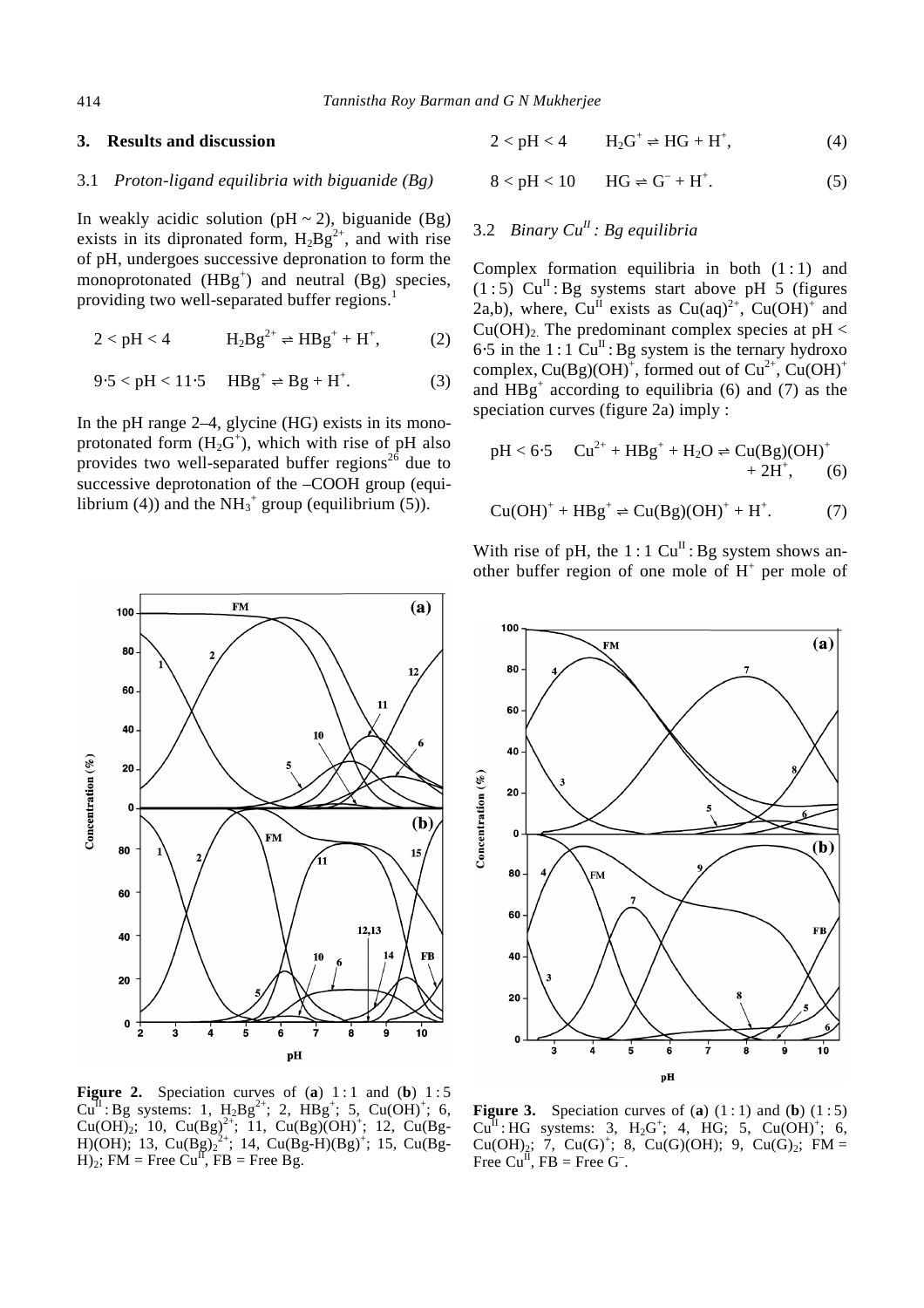## 3. Results and discussion

### 3.1 *Proton-ligand equilibria with biguanide (Bg)*

In weakly acidic solution (pH ~ 2), biguanide (Bg) exists in its dipronated form, $H_2Bg^{2+}$, and with rise of pH, undergoes successive depronation to form the monoprotonated ($HBg^+$) and neutral (Bg) species, providing two well-separated buffer regions.[1]

$$2 < \text{pH} < 4 \qquad H_2Bg^{2+} \rightleftharpoons HBg^+ + H^+, \qquad (2)$$

$$9{\cdot}5 < \text{pH} < 11{\cdot}5 \qquad HBg^+ \rightleftharpoons Bg + H^+. \qquad (3)$$

In the pH range 2–4, glycine (HG) exists in its monoprotonated form ($H_2G^+$), which with rise of pH also provides two well-separated buffer regions[26] due to successive deprotonation of the –COOH group (equilibrium (4)) and the $NH_3^+$ group (equilibrium (5)).

$$2 < \text{pH} < 4 \qquad H_2G^+ \rightleftharpoons HG + H^+, \qquad (4)$$

$$8 < \text{pH} < 10 \qquad HG \rightleftharpoons G^- + H^+. \qquad (5)$$

### 3.2 *Binary $Cu^{II}$ : Bg equilibria*

Complex formation equilibria in both (1 : 1) and (1 : 5) $Cu^{II}$ : Bg systems start above pH 5 (figures 2a,b), where, $Cu^{II}$ exists as $Cu(aq)^{2+}$, $Cu(OH)^+$ and $Cu(OH)_2$. The predominant complex species at pH < 6·5 in the 1 : 1 $Cu^{II}$ : Bg system is the ternary hydroxo complex, $Cu(Bg)(OH)^+$, formed out of $Cu^{2+}$, $Cu(OH)^+$ and $HBg^+$ according to equilibria (6) and (7) as the speciation curves (figure 2a) imply :

$$\text{pH} < 6{\cdot}5 \qquad Cu^{2+} + HBg^+ + H_2O \rightleftharpoons Cu(Bg)(OH)^+ + 2H^+, \qquad (6)$$

$$Cu(OH)^+ + HBg^+ \rightleftharpoons Cu(Bg)(OH)^+ + H^+. \qquad (7)$$

With rise of pH, the 1 : 1 $Cu^{II}$ : Bg system shows another buffer region of one mole of $H^+$ per mole of

**Figure 2.** Speciation curves of (**a**) 1 : 1 and (**b**) 1 : 5 $Cu^{II}$ : Bg systems: 1, $H_2Bg^{2+}$; 2, $HBg^+$; 5, $Cu(OH)^+$; 6, $Cu(OH)_2$; 10, $Cu(Bg)^{2+}$; 11, $Cu(Bg)(OH)^+$; 12, Cu(Bg-H)(OH); 13, $Cu(Bg)_2^{2+}$; 14, $Cu(Bg\text{-}H)(Bg)^+$; 15, $Cu(Bg\text{-}H)_2$; FM = Free $Cu^{II}$, FB = Free Bg.

**Figure 3.** Speciation curves of (**a**) (1 : 1) and (**b**) (1 : 5) $Cu^{II}$ : HG systems: 3, $H_2G^+$; 4, HG; 5, $Cu(OH)^+$; 6, $Cu(OH)_2$; 7, $Cu(G)^+$; 8, Cu(G)(OH); 9, $Cu(G)_2$; FM = Free $Cu^{II}$, FB = Free $G^-$.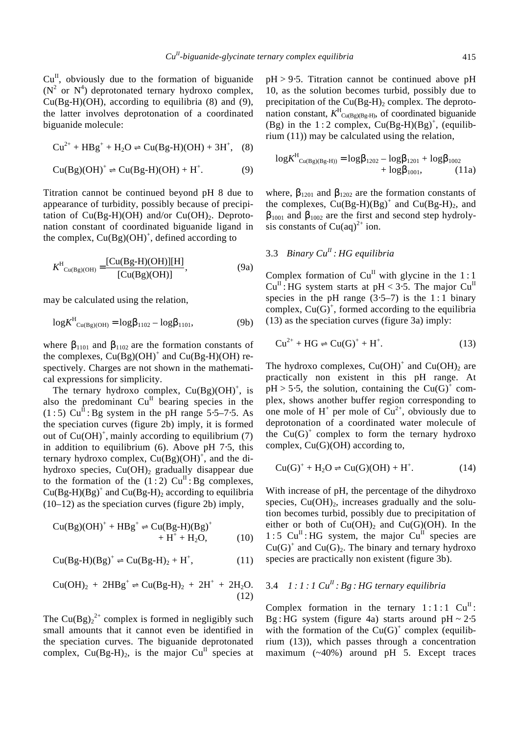$Cu^{II}$, obviously due to the formation of biguanide ($N^2$ or $N^4$) deprotonated ternary hydroxo complex, Cu(Bg-H)(OH), according to equilibria (8) and (9), the latter involves deprotonation of a coordinated biguanide molecule:

$$Cu^{2+} + HBg^+ + H_2O \rightleftharpoons Cu(Bg\text{-}H)(OH) + 3H^+, \quad (8)$$

$$Cu(Bg)(OH)^+ \rightleftharpoons Cu(Bg\text{-}H)(OH) + H^+. \quad (9)$$

Titration cannot be continued beyond pH 8 due to appearance of turbidity, possibly because of precipitation of Cu(Bg-H)(OH) and/or $Cu(OH)_2$. Deprotonation constant of coordinated biguanide ligand in the complex, $Cu(Bg)(OH)^+$, defined according to

$$K^{H}_{Cu(Bg)(OH)} = \frac{[Cu(Bg\text{-}H)(OH)][H]}{[Cu(Bg)(OH)]}, \quad (9a)$$

may be calculated using the relation,

$$\log K^{H}_{Cu(Bg)(OH)} = \log\beta_{1102} - \log\beta_{1101}, \quad (9b)$$

where $\beta_{1101}$ and $\beta_{1102}$ are the formation constants of the complexes, $Cu(Bg)(OH)^+$ and Cu(Bg-H)(OH) respectively. Charges are not shown in the mathematical expressions for simplicity.

The ternary hydroxo complex, $Cu(Bg)(OH)^+$, is also the predominant $Cu^{II}$ bearing species in the (1 : 5) $Cu^{II}$ : Bg system in the pH range 5·5–7·5. As the speciation curves (figure 2b) imply, it is formed out of $Cu(OH)^+$, mainly according to equilibrium (7) in addition to equilibrium (6). Above pH 7·5, this ternary hydroxo complex, $Cu(Bg)(OH)^+$, and the dihydroxo species, $Cu(OH)_2$ gradually disappear due to the formation of the (1 : 2) $Cu^{II}$ : Bg complexes, $Cu(Bg\text{-}H)(Bg)^+$ and $Cu(Bg\text{-}H)_2$ according to equilibria (10–12) as the speciation curves (figure 2b) imply,

$$Cu(Bg)(OH)^+ + HBg^+ \rightleftharpoons Cu(Bg\text{-}H)(Bg)^+ + H^+ + H_2O, \quad (10)$$

$$Cu(Bg\text{-}H)(Bg)^+ \rightleftharpoons Cu(Bg\text{-}H)_2 + H^+, \quad (11)$$

$$Cu(OH)_2 + 2HBg^+ \rightleftharpoons Cu(Bg\text{-}H)_2 + 2H^+ + 2H_2O. \quad (12)$$

The $Cu(Bg)_2^{2+}$ complex is formed in negligibly such small amounts that it cannot even be identified in the speciation curves. The biguanide deprotonated complex, $Cu(Bg\text{-}H)_2$, is the major $Cu^{II}$ species at pH > 9·5. Titration cannot be continued above pH 10, as the solution becomes turbid, possibly due to precipitation of the $Cu(Bg\text{-}H)_2$ complex. The deprotonation constant, $K^{H}_{Cu(Bg)(Bg\text{-}H)}$, of coordinated biguanide (Bg) in the 1 : 2 complex, $Cu(Bg\text{-}H)(Bg)^+$, (equilibrium (11)) may be calculated using the relation,

$$\log K^{H}_{Cu(Bg)(Bg\text{-}H))} = \log\beta_{1202} - \log\beta_{1201} + \log\beta_{1002} + \log\beta_{1001}, \quad (11a)$$

where, $\beta_{1201}$ and $\beta_{1202}$ are the formation constants of the complexes, $Cu(Bg\text{-}H)(Bg)^+$ and $Cu(Bg\text{-}H)_2$, and $\beta_{1001}$ and $\beta_{1002}$ are the first and second step hydrolysis constants of $Cu(aq)^{2+}$ ion.

### 3.3 *Binary $Cu^{II}$ : HG equilibria*

Complex formation of $Cu^{II}$ with glycine in the 1 : 1 $Cu^{II}$ : HG system starts at pH < 3·5. The major $Cu^{II}$ species in the pH range (3·5–7) is the 1 : 1 binary complex, $Cu(G)^+$, formed according to the equilibria (13) as the speciation curves (figure 3a) imply:

$$Cu^{2+} + HG \rightleftharpoons Cu(G)^+ + H^+. \quad (13)$$

The hydroxo complexes, $Cu(OH)^+$ and $Cu(OH)_2$ are practically non existent in this pH range. At pH > 5·5, the solution, containing the $Cu(G)^+$ complex, shows another buffer region corresponding to one mole of $H^+$ per mole of $Cu^{2+}$, obviously due to deprotonation of a coordinated water molecule of the $Cu(G)^+$ complex to form the ternary hydroxo complex, Cu(G)(OH) according to,

$$Cu(G)^+ + H_2O \rightleftharpoons Cu(G)(OH) + H^+. \quad (14)$$

With increase of pH, the percentage of the dihydroxo species, $Cu(OH)_2$, increases gradually and the solution becomes turbid, possibly due to precipitation of either or both of $Cu(OH)_2$ and Cu(G)(OH). In the 1 : 5 $Cu^{II}$ : HG system, the major $Cu^{II}$ species are $Cu(G)^+$ and $Cu(G)_2$. The binary and ternary hydroxo species are practically non existent (figure 3b).

### 3.4 *1 : 1 : 1 $Cu^{II}$ : Bg : HG ternary equilibria*

Complex formation in the ternary 1 : 1 : 1 $Cu^{II}$ : Bg : HG system (figure 4a) starts around pH ~ 2·5 with the formation of the $Cu(G)^+$ complex (equilibrium (13)), which passes through a concentration maximum (~40%) around pH 5. Except traces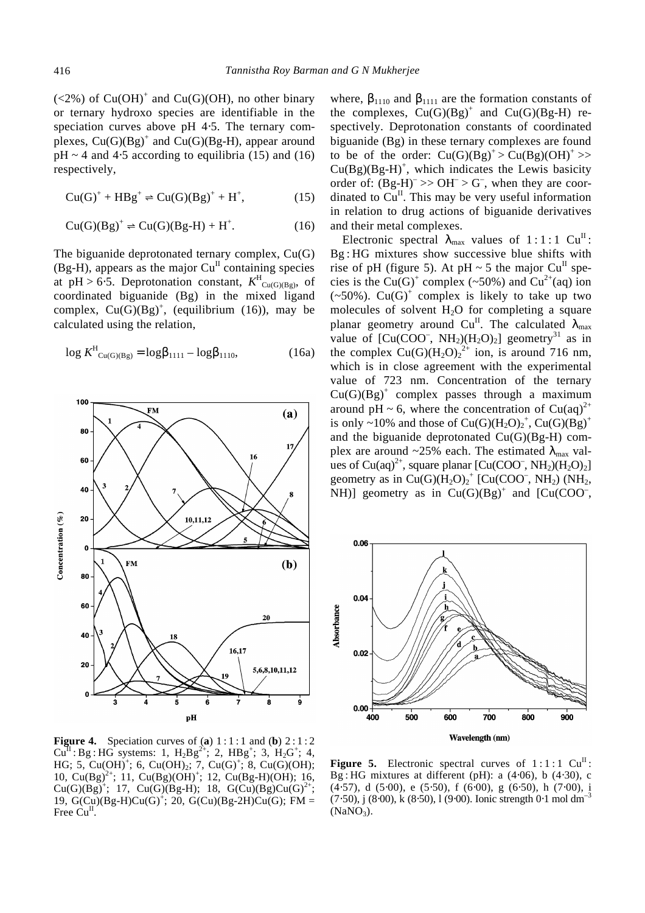(<2%) of $Cu(OH)^+$ and $Cu(G)(OH)$, no other binary or ternary hydroxo species are identifiable in the speciation curves above pH 4·5. The ternary complexes, $Cu(G)(Bg)^+$ and $Cu(G)(Bg\text{-}H)$, appear around pH ~ 4 and 4·5 according to equilibria (15) and (16) respectively,

$$Cu(G)^+ + HBg^+ \rightleftharpoons Cu(G)(Bg)^+ + H^+, \tag{15}$$

$$Cu(G)(Bg)^+ \rightleftharpoons Cu(G)(Bg\text{-}H) + H^+. \tag{16}$$

The biguanide deprotonated ternary complex, Cu(G)(Bg-H), appears as the major $Cu^{II}$ containing species at pH > 6·5. Deprotonation constant, $K^{H}_{Cu(G)(Bg)}$, of coordinated biguanide (Bg) in the mixed ligand complex, $Cu(G)(Bg)^+$, (equilibrium (16)), may be calculated using the relation,

$$\log K^{H}_{Cu(G)(Bg)} = \log\beta_{1111} - \log\beta_{1110}, \tag{16a}$$

where, $\beta_{1110}$ and $\beta_{1111}$ are the formation constants of the complexes, $Cu(G)(Bg)^+$ and $Cu(G)(Bg\text{-}H)$ respectively. Deprotonation constants of coordinated biguanide (Bg) in these ternary complexes are found to be of the order: $Cu(G)(Bg)^+ > Cu(Bg)(OH)^+ >> Cu(Bg)(Bg\text{-}H)^+$, which indicates the Lewis basicity order of: $(Bg\text{-}H)^- >> OH^- > G^-$, when they are coordinated to $Cu^{II}$. This may be very useful information in relation to drug actions of biguanide derivatives and their metal complexes.

Electronic spectral $\lambda_{max}$ values of 1 : 1 : 1 $Cu^{II}$ : Bg : HG mixtures show successive blue shifts with rise of pH (figure 5). At pH ~ 5 the major $Cu^{II}$ species is the $Cu(G)^+$ complex (~50%) and $Cu^{2+}$(aq) ion (~50%). $Cu(G)^+$ complex is likely to take up two molecules of solvent $H_2O$ for completing a square planar geometry around $Cu^{II}$. The calculated $\lambda_{max}$ value of $[Cu(COO^-, NH_2)(H_2O)_2]$ geometry[31] as in the complex $Cu(G)(H_2O)_2^{2+}$ ion, is around 716 nm, which is in close agreement with the experimental value of 723 nm. Concentration of the ternary $Cu(G)(Bg)^+$ complex passes through a maximum around pH ~ 6, where the concentration of $Cu(aq)^{2+}$ is only ~10% and those of $Cu(G)(H_2O)_2^+$, $Cu(G)(Bg)^+$ and the biguanide deprotonated Cu(G)(Bg-H) complex are around ~25% each. The estimated $\lambda_{max}$ values of $Cu(aq)^{2+}$, square planar $[Cu(COO^-, NH_2)(H_2O)_2]$ geometry as in $Cu(G)(H_2O)_2^+$ $[Cu(COO^-, NH_2)$ (NH$_2$, NH)] geometry as in $Cu(G)(Bg)^+$ and [Cu(COO$^-$,

**Figure 4.** Speciation curves of (**a**) 1 : 1 : 1 and (**b**) 2 : 1 : 2 $Cu^{II}$ : Bg : HG systems: 1, $H_2Bg^{2+}$; 2, $HBg^+$; 3, $H_2G^+$; 4, HG; 5, $Cu(OH)^+$; 6, $Cu(OH)_2$; 7, $Cu(G)^+$; 8, Cu(G)(OH); 10, $Cu(Bg)^{2+}$; 11, $Cu(Bg)(OH)^+$; 12, Cu(Bg-H)(OH); 16, $Cu(G)(Bg)^+$; 17, Cu(G)(Bg-H); 18, $G(Cu)(Bg)Cu(G)^{2+}$; 19, $G(Cu)(Bg\text{-}H)Cu(G)^+$; 20, G(Cu)(Bg-2H)Cu(G); FM = Free $Cu^{II}$.

**Figure 5.** Electronic spectral curves of 1 : 1 : 1 $Cu^{II}$ : Bg : HG mixtures at different (pH): a (4·06), b (4·30), c (4·57), d (5·00), e (5·50), f (6·00), g (6·50), h (7·00), i (7·50), j (8·00), k (8·50), l (9·00). Ionic strength 0·1 mol dm$^{-3}$ ($NaNO_3$).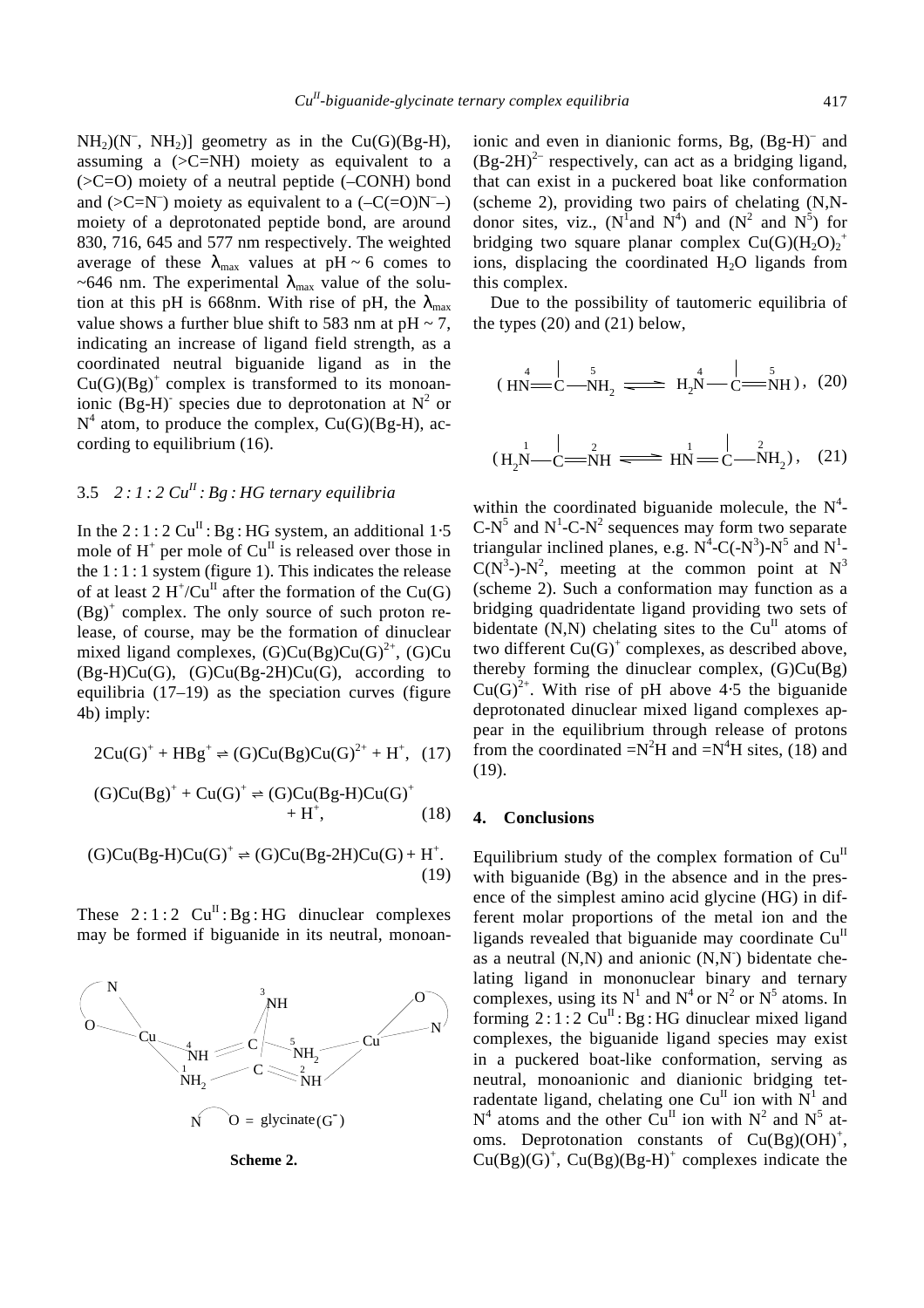$NH_2$)($N^-$, $NH_2$)] geometry as in the Cu(G)(Bg-H), assuming a (>C=NH) moiety as equivalent to a (>C=O) moiety of a neutral peptide (–CONH) bond and (>C=$N^-$) moiety as equivalent to a (–C(=O)$N^-$–) moiety of a deprotonated peptide bond, are around 830, 716, 645 and 577 nm respectively. The weighted average of these $\lambda_{max}$ values at pH ~ 6 comes to ~646 nm. The experimental $\lambda_{max}$ value of the solution at this pH is 668nm. With rise of pH, the $\lambda_{max}$ value shows a further blue shift to 583 nm at pH ~ 7, indicating an increase of ligand field strength, as a coordinated neutral biguanide ligand as in the $Cu(G)(Bg)^+$ complex is transformed to its monoanionic $(Bg\text{-}H)^-$ species due to deprotonation at $N^2$ or $N^4$ atom, to produce the complex, Cu(G)(Bg-H), according to equilibrium (16).

### 3.5 *2 : 1 : 2 $Cu^{II}$ : Bg : HG ternary equilibria*

In the 2 : 1 : 2 $Cu^{II}$ : Bg : HG system, an additional 1·5 mole of $H^+$ per mole of $Cu^{II}$ is released over those in the 1 : 1 : 1 system (figure 1). This indicates the release of at least 2 $H^+/Cu^{II}$ after the formation of the $Cu(G)(Bg)^+$ complex. The only source of such proton release, of course, may be the formation of dinuclear mixed ligand complexes, $(G)Cu(Bg)Cu(G)^{2+}$, (G)Cu(Bg-H)Cu(G), (G)Cu(Bg-2H)Cu(G), according to equilibria (17–19) as the speciation curves (figure 4b) imply:

$$2Cu(G)^+ + HBg^+ \rightleftharpoons (G)Cu(Bg)Cu(G)^{2+} + H^+, \quad (17)$$

$$(G)Cu(Bg)^+ + Cu(G)^+ \rightleftharpoons (G)Cu(Bg\text{-}H)Cu(G)^+ + H^+, \quad (18)$$

$$(G)Cu(Bg\text{-}H)Cu(G)^+ \rightleftharpoons (G)Cu(Bg\text{-}2H)Cu(G) + H^+. \quad (19)$$

These 2 : 1 : 2 $Cu^{II}$ : Bg : HG dinuclear complexes may be formed if biguanide in its neutral, monoanionic and even in dianionic forms, Bg, $(Bg\text{-}H)^-$ and $(Bg\text{-}2H)^{2-}$ respectively, can act as a bridging ligand, that can exist in a puckered boat like conformation (scheme 2), providing two pairs of chelating (N,N-donor sites, viz., ($N^1$and $N^4$) and ($N^2$ and $N^5$) for bridging two square planar complex $Cu(G)(H_2O)_2^+$ ions, displacing the coordinated $H_2O$ ligands from this complex.

**Scheme 2.**

Due to the possibility of tautomeric equilibria of the types (20) and (21) below,

$$(\overset{4}{H}N{=}\overset{|}{C}{-}\overset{5}{N}H_2 \rightleftharpoons H_2\overset{4}{N}{-}\overset{|}{C}{=}\overset{5}{N}H), \quad (20)$$

$$(H_2\overset{1}{N}{-}\overset{|}{C}{=}\overset{2}{N}H \rightleftharpoons H\overset{1}{N}{=}\overset{|}{C}{-}\overset{2}{N}H_2), \quad (21)$$

within the coordinated biguanide molecule, the $N^4$-C-$N^5$ and $N^1$-C-$N^2$ sequences may form two separate triangular inclined planes, e.g. $N^4$-C(-$N^3$)-$N^5$ and $N^1$-C($N^3$-)-$N^2$, meeting at the common point at $N^3$ (scheme 2). Such a conformation may function as a bridging quadridentate ligand providing two sets of bidentate (N,N) chelating sites to the $Cu^{II}$ atoms of two different $Cu(G)^+$ complexes, as described above, thereby forming the dinuclear complex, $(G)Cu(Bg)Cu(G)^{2+}$. With rise of pH above 4·5 the biguanide deprotonated dinuclear mixed ligand complexes appear in the equilibrium through release of protons from the coordinated =$N^2$H and =$N^4$H sites, (18) and (19).

## 4. Conclusions

Equilibrium study of the complex formation of $Cu^{II}$ with biguanide (Bg) in the absence and in the presence of the simplest amino acid glycine (HG) in different molar proportions of the metal ion and the ligands revealed that biguanide may coordinate $Cu^{II}$ as a neutral (N,N) and anionic (N,$N^-$) bidentate chelating ligand in mononuclear binary and ternary complexes, using its $N^1$ and $N^4$ or $N^2$ or $N^5$ atoms. In forming 2 : 1 : 2 $Cu^{II}$ : Bg : HG dinuclear mixed ligand complexes, the biguanide ligand species may exist in a puckered boat-like conformation, serving as neutral, monoanionic and dianionic bridging tetradentate ligand, chelating one $Cu^{II}$ ion with $N^1$ and $N^4$ atoms and the other $Cu^{II}$ ion with $N^2$ and $N^5$ atoms. Deprotonation constants of $Cu(Bg)(OH)^+$, $Cu(Bg)(G)^+$, $Cu(Bg)(Bg\text{-}H)^+$ complexes indicate the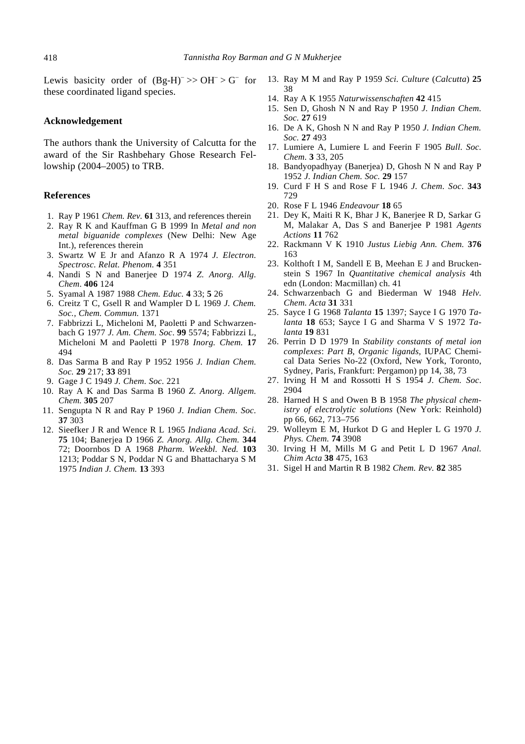Lewis basicity order of $(Bg\text{-}H)^{-} >> OH^{-} > G^{-}$ for these coordinated ligand species.

## Acknowledgement

The authors thank the University of Calcutta for the award of the Sir Rashbehary Ghose Research Fellowship (2004–2005) to TRB.

## References

1. Ray P 1961 *Chem. Rev.* **61** 313, and references therein
2. Ray R K and Kauffman G B 1999 In *Metal and non metal biguanide complexes* (New Delhi: New Age Int.), references therein
3. Swartz W E Jr and Afanzo R A 1974 *J. Electron. Spectrosc. Relat. Phenom.* **4** 351
4. Nandi S N and Banerjee D 1974 *Z. Anorg. Allg. Chem.* **406** 124
5. Syamal A 1987 1988 *Chem. Educ.* **4** 33; **5** 26
6. Creitz T C, Gsell R and Wampler D L 1969 *J. Chem. Soc., Chem. Commun.* 1371
7. Fabbrizzi L, Micheloni M, Paoletti P and Schwarzenbach G 1977 *J. Am. Chem. Soc.* **99** 5574; Fabbrizzi L, Micheloni M and Paoletti P 1978 *Inorg. Chem.* **17** 494
8. Das Sarma B and Ray P 1952 1956 *J. Indian Chem. Soc.* **29** 217; **33** 891
9. Gage J C 1949 *J. Chem. Soc.* 221
10. Ray A K and Das Sarma B 1960 *Z. Anorg. Allgem. Chem.* **305** 207
11. Sengupta N R and Ray P 1960 *J. Indian Chem. Soc.* **37** 303
12. Sieefker J R and Wence R L 1965 *Indiana Acad. Sci.* **75** 104; Banerjea D 1966 *Z. Anorg. Allg. Chem.* **344** 72; Doornbos D A 1968 *Pharm. Weekbl. Ned.* **103** 1213; Poddar S N, Poddar N G and Bhattacharya S M 1975 *Indian J. Chem.* **13** 393
13. Ray M M and Ray P 1959 *Sci. Culture* (*Calcutta*) **25** 38
14. Ray A K 1955 *Naturwissenschaften* **42** 415
15. Sen D, Ghosh N N and Ray P 1950 *J. Indian Chem. Soc.* **27** 619
16. De A K, Ghosh N N and Ray P 1950 *J. Indian Chem. Soc.* **27** 493
17. Lumiere A, Lumiere L and Feerin F 1905 *Bull. Soc. Chem.* **3** 33, 205
18. Bandyopadhyay (Banerjea) D, Ghosh N N and Ray P 1952 *J. Indian Chem. Soc.* **29** 157
19. Curd F H S and Rose F L 1946 *J. Chem. Soc.* **343** 729
20. Rose F L 1946 *Endeavour* **18** 65
21. Dey K, Maiti R K, Bhar J K, Banerjee R D, Sarkar G M, Malakar A, Das S and Banerjee P 1981 *Agents Actions* **11** 762
22. Rackmann V K 1910 *Justus Liebig Ann. Chem.* **376** 163
23. Kolthoft I M, Sandell E B, Meehan E J and Bruckenstein S 1967 In *Quantitative chemical analysis* 4th edn (London: Macmillan) ch. 41
24. Schwarzenbach G and Biederman W 1948 *Helv. Chem. Acta* **31** 331
25. Sayce I G 1968 *Talanta* **15** 1397; Sayce I G 1970 *Talanta* **18** 653; Sayce I G and Sharma V S 1972 *Talanta* **19** 831
26. Perrin D D 1979 In *Stability constants of metal ion complexes*: *Part B, Organic ligands*, IUPAC Chemical Data Series No-22 (Oxford, New York, Toronto, Sydney, Paris, Frankfurt: Pergamon) pp 14, 38, 73
27. Irving H M and Rossotti H S 1954 *J. Chem. Soc.* 2904
28. Harned H S and Owen B B 1958 *The physical chemistry of electrolytic solutions* (New York: Reinhold) pp 66, 662, 713–756
29. Wolleym E M, Hurkot D G and Hepler L G 1970 *J. Phys. Chem.* **74** 3908
30. Irving H M, Mills M G and Petit L D 1967 *Anal. Chim Acta* **38** 475, 163
31. Sigel H and Martin R B 1982 *Chem. Rev.* **82** 385